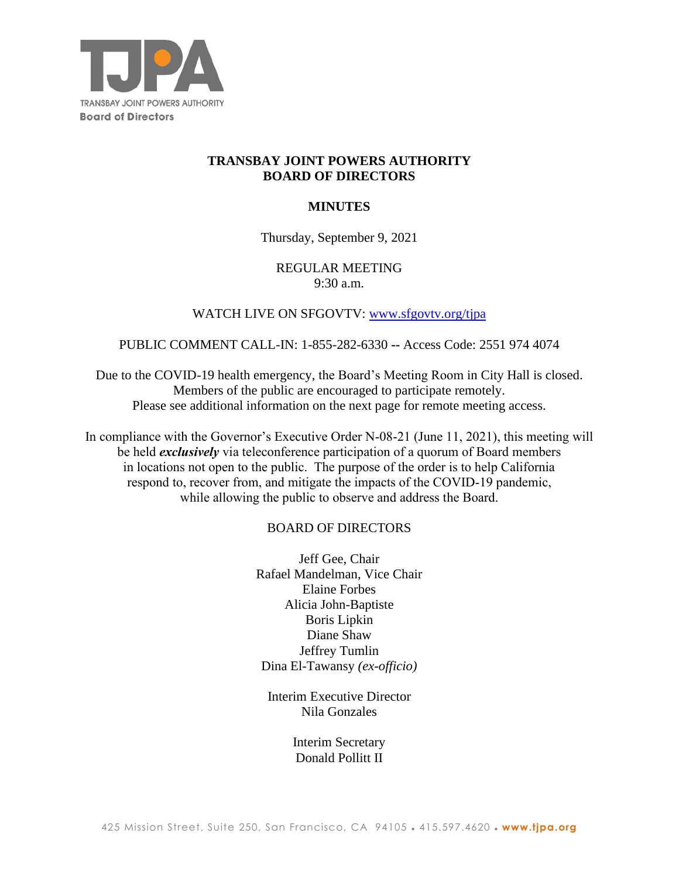TRANSBAY JOINT POWERS AUTHORITY
**Board of Directors**

# TRANSBAY JOINT POWERS AUTHORITY
# BOARD OF DIRECTORS

## MINUTES

Thursday, September 9, 2021

REGULAR MEETING
9:30 a.m.

WATCH LIVE ON SFGOVTV: [www.sfgovtv.org/tjpa](http://www.sfgovtv.org/tjpa)

PUBLIC COMMENT CALL-IN: 1-855-282-6330 -- Access Code: 2551 974 4074

Due to the COVID-19 health emergency, the Board's Meeting Room in City Hall is closed. Members of the public are encouraged to participate remotely. Please see additional information on the next page for remote meeting access.

In compliance with the Governor's Executive Order N-08-21 (June 11, 2021), this meeting will be held ***exclusively*** via teleconference participation of a quorum of Board members in locations not open to the public. The purpose of the order is to help California respond to, recover from, and mitigate the impacts of the COVID-19 pandemic, while allowing the public to observe and address the Board.

BOARD OF DIRECTORS

Jeff Gee, Chair
Rafael Mandelman, Vice Chair
Elaine Forbes
Alicia John-Baptiste
Boris Lipkin
Diane Shaw
Jeffrey Tumlin
Dina El-Tawansy *(ex-officio)*

Interim Executive Director
Nila Gonzales

Interim Secretary
Donald Pollitt II

425 Mission Street, Suite 250, San Francisco, CA 94105 • 415.597.4620 • **www.tjpa.org**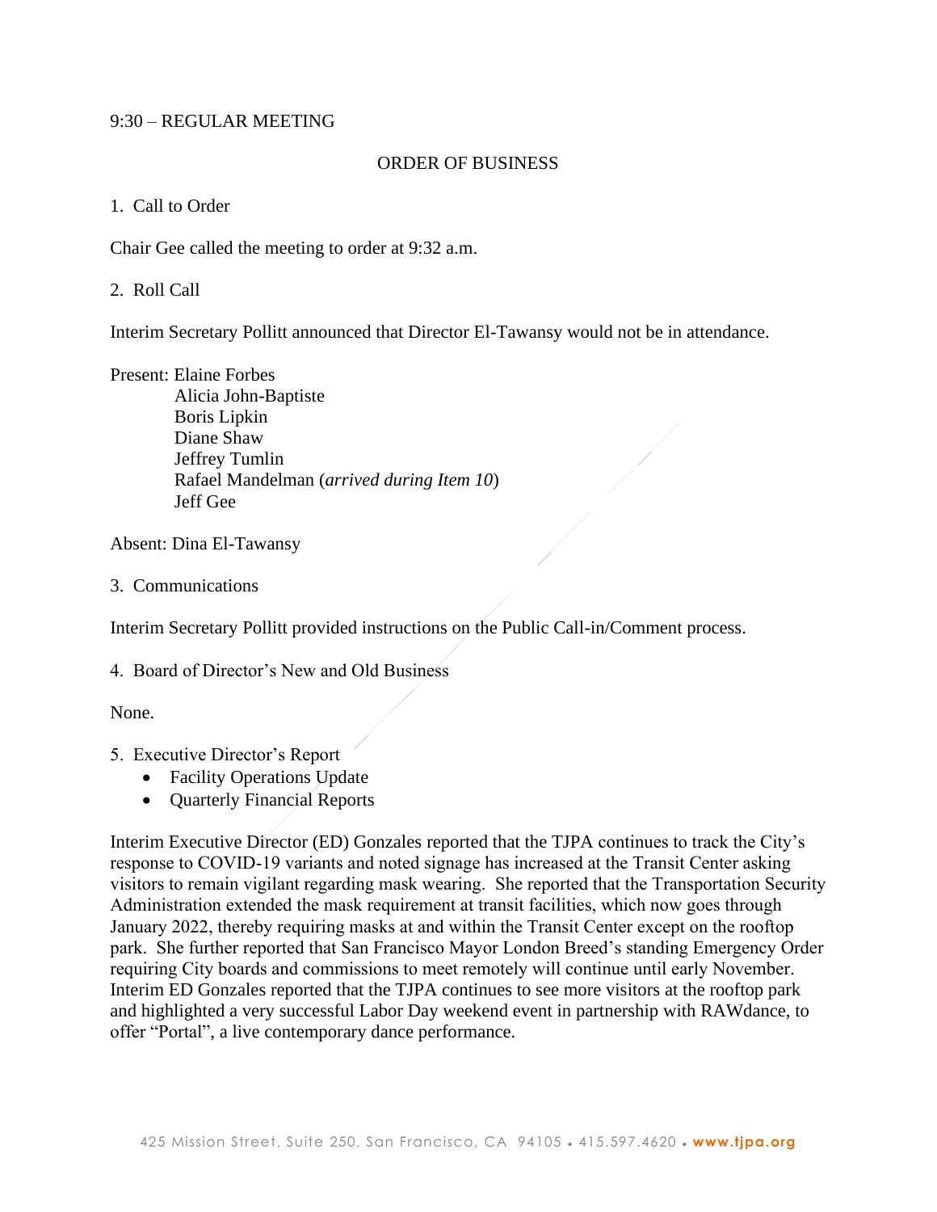9:30 – REGULAR MEETING

ORDER OF BUSINESS

1. Call to Order

Chair Gee called the meeting to order at 9:32 a.m.

2. Roll Call

Interim Secretary Pollitt announced that Director El-Tawansy would not be in attendance.

Present: Elaine Forbes
Alicia John-Baptiste
Boris Lipkin
Diane Shaw
Jeffrey Tumlin
Rafael Mandelman (*arrived during Item 10*)
Jeff Gee

Absent: Dina El-Tawansy

3. Communications

Interim Secretary Pollitt provided instructions on the Public Call-in/Comment process.

4. Board of Director's New and Old Business

None.

5. Executive Director's Report
   - Facility Operations Update
   - Quarterly Financial Reports

Interim Executive Director (ED) Gonzales reported that the TJPA continues to track the City's response to COVID-19 variants and noted signage has increased at the Transit Center asking visitors to remain vigilant regarding mask wearing. She reported that the Transportation Security Administration extended the mask requirement at transit facilities, which now goes through January 2022, thereby requiring masks at and within the Transit Center except on the rooftop park. She further reported that San Francisco Mayor London Breed's standing Emergency Order requiring City boards and commissions to meet remotely will continue until early November. Interim ED Gonzales reported that the TJPA continues to see more visitors at the rooftop park and highlighted a very successful Labor Day weekend event in partnership with RAWdance, to offer "Portal", a live contemporary dance performance.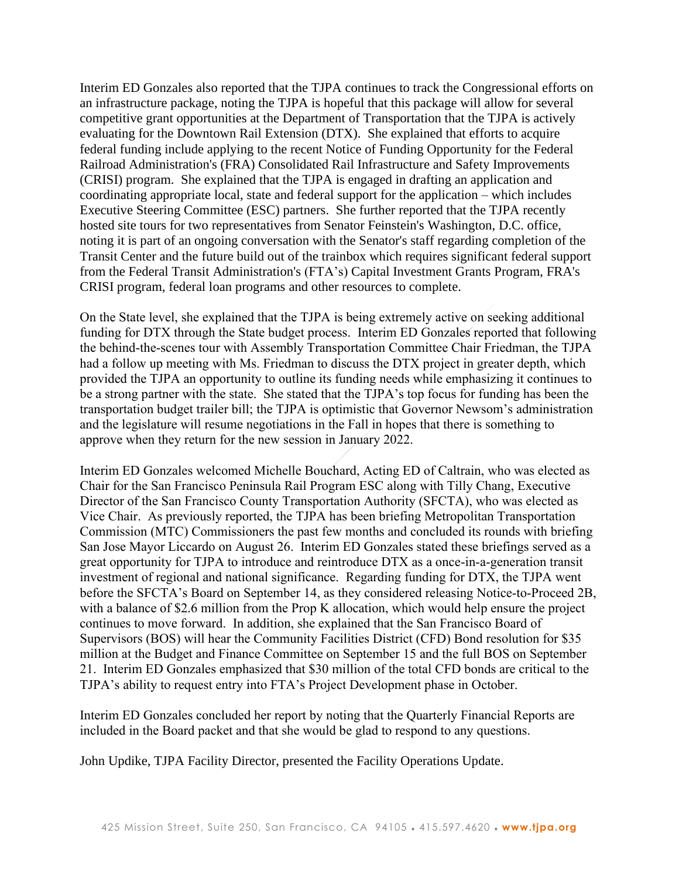Interim ED Gonzales also reported that the TJPA continues to track the Congressional efforts on an infrastructure package, noting the TJPA is hopeful that this package will allow for several competitive grant opportunities at the Department of Transportation that the TJPA is actively evaluating for the Downtown Rail Extension (DTX). She explained that efforts to acquire federal funding include applying to the recent Notice of Funding Opportunity for the Federal Railroad Administration's (FRA) Consolidated Rail Infrastructure and Safety Improvements (CRISI) program. She explained that the TJPA is engaged in drafting an application and coordinating appropriate local, state and federal support for the application – which includes Executive Steering Committee (ESC) partners. She further reported that the TJPA recently hosted site tours for two representatives from Senator Feinstein's Washington, D.C. office, noting it is part of an ongoing conversation with the Senator's staff regarding completion of the Transit Center and the future build out of the trainbox which requires significant federal support from the Federal Transit Administration's (FTA's) Capital Investment Grants Program, FRA's CRISI program, federal loan programs and other resources to complete.

On the State level, she explained that the TJPA is being extremely active on seeking additional funding for DTX through the State budget process. Interim ED Gonzales reported that following the behind-the-scenes tour with Assembly Transportation Committee Chair Friedman, the TJPA had a follow up meeting with Ms. Friedman to discuss the DTX project in greater depth, which provided the TJPA an opportunity to outline its funding needs while emphasizing it continues to be a strong partner with the state. She stated that the TJPA's top focus for funding has been the transportation budget trailer bill; the TJPA is optimistic that Governor Newsom's administration and the legislature will resume negotiations in the Fall in hopes that there is something to approve when they return for the new session in January 2022.

Interim ED Gonzales welcomed Michelle Bouchard, Acting ED of Caltrain, who was elected as Chair for the San Francisco Peninsula Rail Program ESC along with Tilly Chang, Executive Director of the San Francisco County Transportation Authority (SFCTA), who was elected as Vice Chair. As previously reported, the TJPA has been briefing Metropolitan Transportation Commission (MTC) Commissioners the past few months and concluded its rounds with briefing San Jose Mayor Liccardo on August 26. Interim ED Gonzales stated these briefings served as a great opportunity for TJPA to introduce and reintroduce DTX as a once-in-a-generation transit investment of regional and national significance. Regarding funding for DTX, the TJPA went before the SFCTA's Board on September 14, as they considered releasing Notice-to-Proceed 2B, with a balance of $2.6 million from the Prop K allocation, which would help ensure the project continues to move forward. In addition, she explained that the San Francisco Board of Supervisors (BOS) will hear the Community Facilities District (CFD) Bond resolution for $35 million at the Budget and Finance Committee on September 15 and the full BOS on September 21. Interim ED Gonzales emphasized that $30 million of the total CFD bonds are critical to the TJPA's ability to request entry into FTA's Project Development phase in October.

Interim ED Gonzales concluded her report by noting that the Quarterly Financial Reports are included in the Board packet and that she would be glad to respond to any questions.

John Updike, TJPA Facility Director, presented the Facility Operations Update.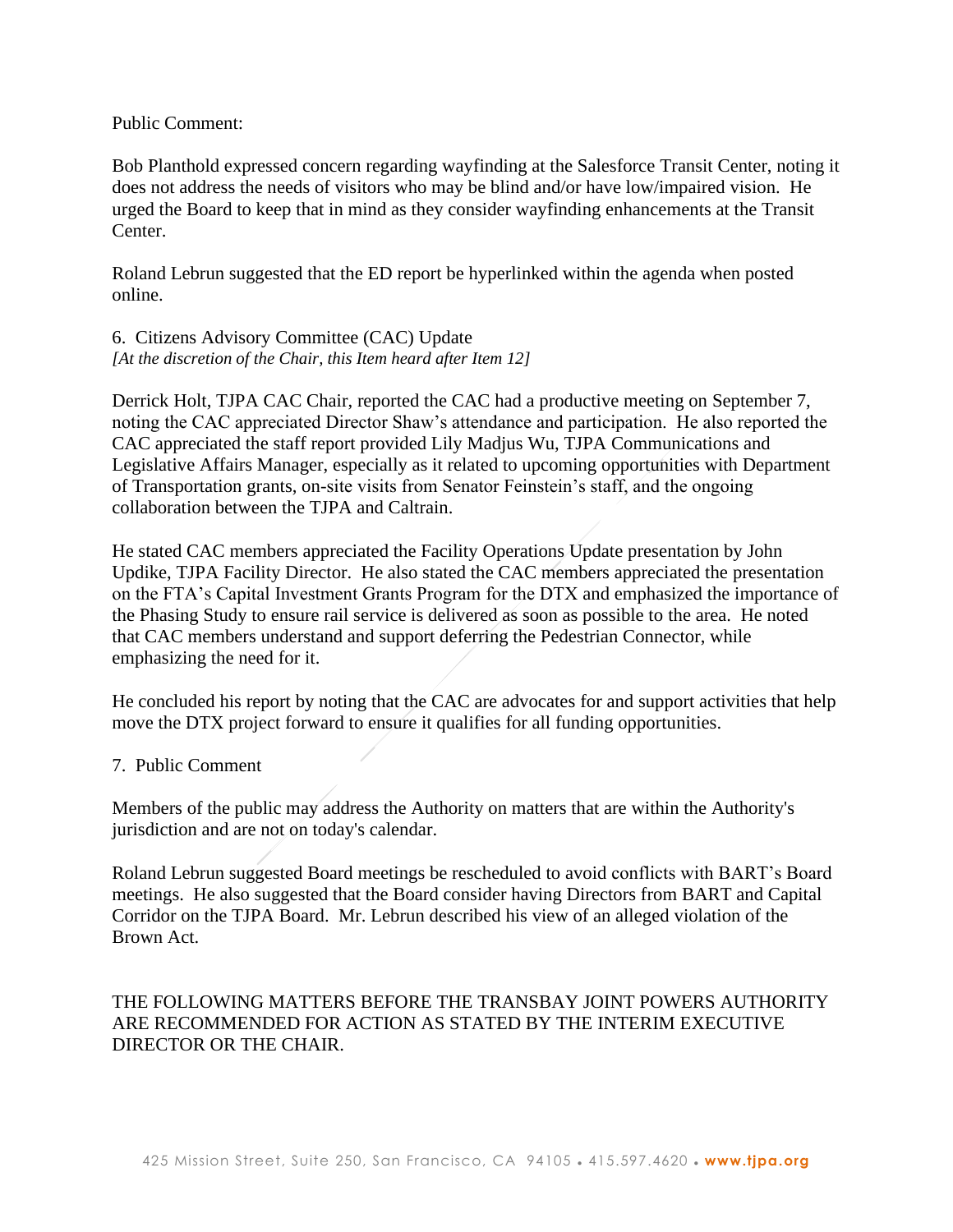Public Comment:

Bob Planthold expressed concern regarding wayfinding at the Salesforce Transit Center, noting it does not address the needs of visitors who may be blind and/or have low/impaired vision. He urged the Board to keep that in mind as they consider wayfinding enhancements at the Transit Center.

Roland Lebrun suggested that the ED report be hyperlinked within the agenda when posted online.

6. Citizens Advisory Committee (CAC) Update
*[At the discretion of the Chair, this Item heard after Item 12]*

Derrick Holt, TJPA CAC Chair, reported the CAC had a productive meeting on September 7, noting the CAC appreciated Director Shaw's attendance and participation. He also reported the CAC appreciated the staff report provided Lily Madjus Wu, TJPA Communications and Legislative Affairs Manager, especially as it related to upcoming opportunities with Department of Transportation grants, on-site visits from Senator Feinstein's staff, and the ongoing collaboration between the TJPA and Caltrain.

He stated CAC members appreciated the Facility Operations Update presentation by John Updike, TJPA Facility Director. He also stated the CAC members appreciated the presentation on the FTA's Capital Investment Grants Program for the DTX and emphasized the importance of the Phasing Study to ensure rail service is delivered as soon as possible to the area. He noted that CAC members understand and support deferring the Pedestrian Connector, while emphasizing the need for it.

He concluded his report by noting that the CAC are advocates for and support activities that help move the DTX project forward to ensure it qualifies for all funding opportunities.

7. Public Comment

Members of the public may address the Authority on matters that are within the Authority's jurisdiction and are not on today's calendar.

Roland Lebrun suggested Board meetings be rescheduled to avoid conflicts with BART's Board meetings. He also suggested that the Board consider having Directors from BART and Capital Corridor on the TJPA Board. Mr. Lebrun described his view of an alleged violation of the Brown Act.

THE FOLLOWING MATTERS BEFORE THE TRANSBAY JOINT POWERS AUTHORITY ARE RECOMMENDED FOR ACTION AS STATED BY THE INTERIM EXECUTIVE DIRECTOR OR THE CHAIR.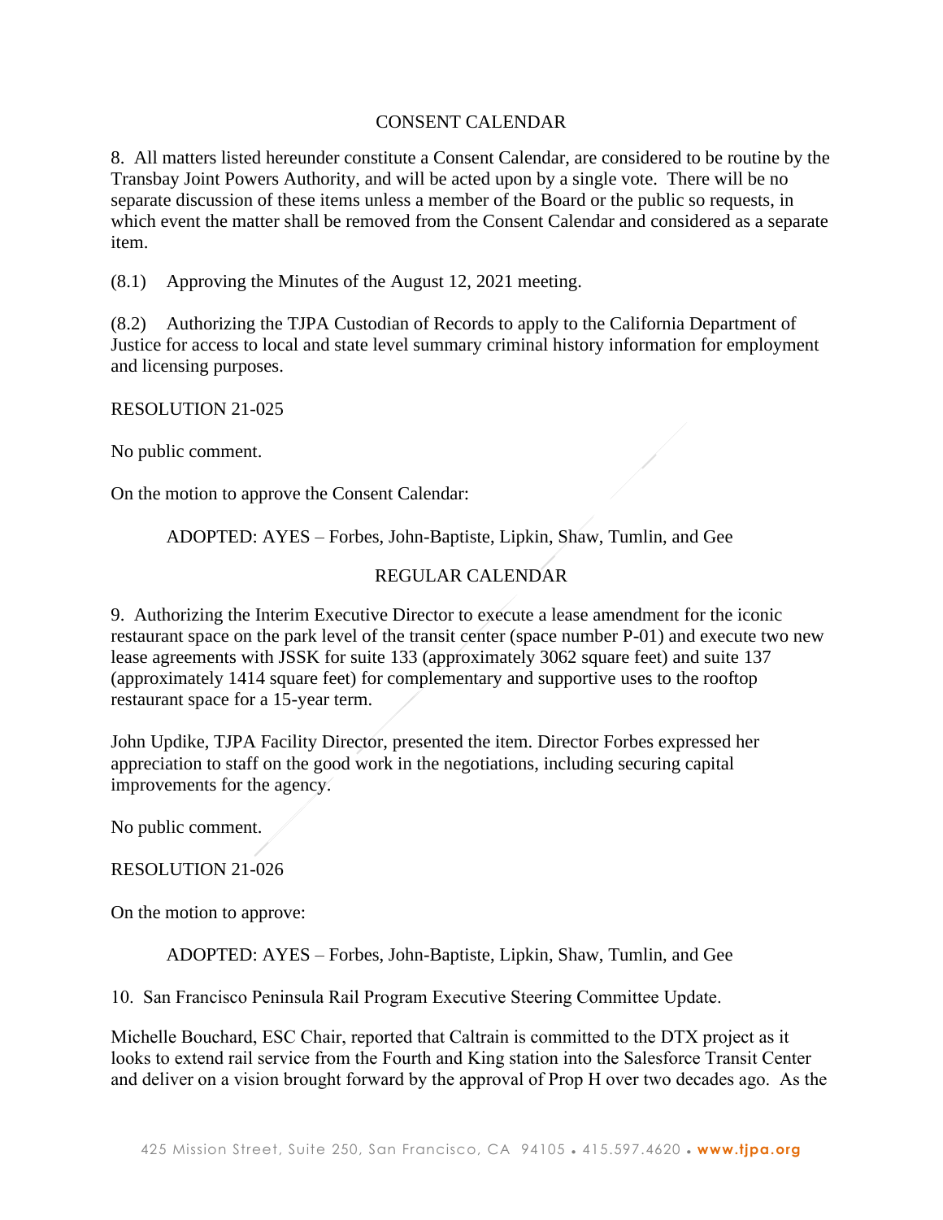## CONSENT CALENDAR

8. All matters listed hereunder constitute a Consent Calendar, are considered to be routine by the Transbay Joint Powers Authority, and will be acted upon by a single vote. There will be no separate discussion of these items unless a member of the Board or the public so requests, in which event the matter shall be removed from the Consent Calendar and considered as a separate item.

(8.1) Approving the Minutes of the August 12, 2021 meeting.

(8.2) Authorizing the TJPA Custodian of Records to apply to the California Department of Justice for access to local and state level summary criminal history information for employment and licensing purposes.

RESOLUTION 21-025

No public comment.

On the motion to approve the Consent Calendar:

> ADOPTED: AYES – Forbes, John-Baptiste, Lipkin, Shaw, Tumlin, and Gee

## REGULAR CALENDAR

9. Authorizing the Interim Executive Director to execute a lease amendment for the iconic restaurant space on the park level of the transit center (space number P-01) and execute two new lease agreements with JSSK for suite 133 (approximately 3062 square feet) and suite 137 (approximately 1414 square feet) for complementary and supportive uses to the rooftop restaurant space for a 15-year term.

John Updike, TJPA Facility Director, presented the item. Director Forbes expressed her appreciation to staff on the good work in the negotiations, including securing capital improvements for the agency.

No public comment.

RESOLUTION 21-026

On the motion to approve:

> ADOPTED: AYES – Forbes, John-Baptiste, Lipkin, Shaw, Tumlin, and Gee

10. San Francisco Peninsula Rail Program Executive Steering Committee Update.

Michelle Bouchard, ESC Chair, reported that Caltrain is committed to the DTX project as it looks to extend rail service from the Fourth and King station into the Salesforce Transit Center and deliver on a vision brought forward by the approval of Prop H over two decades ago. As the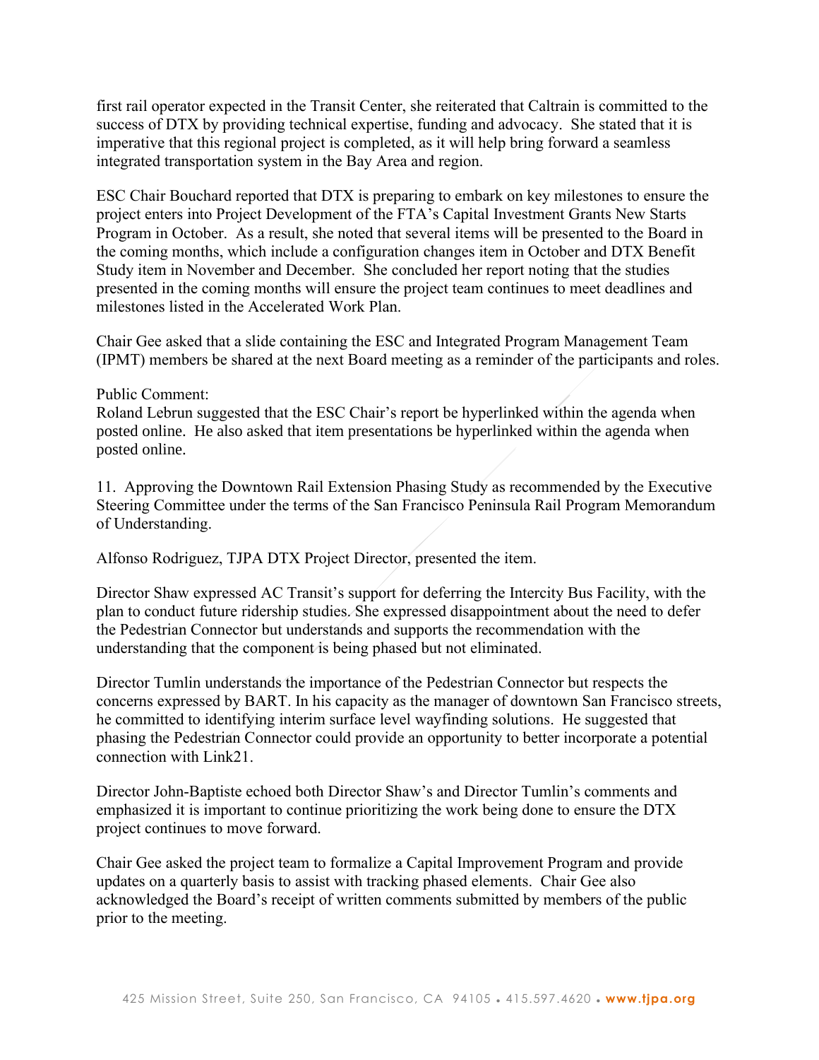first rail operator expected in the Transit Center, she reiterated that Caltrain is committed to the success of DTX by providing technical expertise, funding and advocacy. She stated that it is imperative that this regional project is completed, as it will help bring forward a seamless integrated transportation system in the Bay Area and region.

ESC Chair Bouchard reported that DTX is preparing to embark on key milestones to ensure the project enters into Project Development of the FTA's Capital Investment Grants New Starts Program in October. As a result, she noted that several items will be presented to the Board in the coming months, which include a configuration changes item in October and DTX Benefit Study item in November and December. She concluded her report noting that the studies presented in the coming months will ensure the project team continues to meet deadlines and milestones listed in the Accelerated Work Plan.

Chair Gee asked that a slide containing the ESC and Integrated Program Management Team (IPMT) members be shared at the next Board meeting as a reminder of the participants and roles.

Public Comment:
Roland Lebrun suggested that the ESC Chair's report be hyperlinked within the agenda when posted online. He also asked that item presentations be hyperlinked within the agenda when posted online.

11. Approving the Downtown Rail Extension Phasing Study as recommended by the Executive Steering Committee under the terms of the San Francisco Peninsula Rail Program Memorandum of Understanding.

Alfonso Rodriguez, TJPA DTX Project Director, presented the item.

Director Shaw expressed AC Transit's support for deferring the Intercity Bus Facility, with the plan to conduct future ridership studies. She expressed disappointment about the need to defer the Pedestrian Connector but understands and supports the recommendation with the understanding that the component is being phased but not eliminated.

Director Tumlin understands the importance of the Pedestrian Connector but respects the concerns expressed by BART. In his capacity as the manager of downtown San Francisco streets, he committed to identifying interim surface level wayfinding solutions. He suggested that phasing the Pedestrian Connector could provide an opportunity to better incorporate a potential connection with Link21.

Director John-Baptiste echoed both Director Shaw's and Director Tumlin's comments and emphasized it is important to continue prioritizing the work being done to ensure the DTX project continues to move forward.

Chair Gee asked the project team to formalize a Capital Improvement Program and provide updates on a quarterly basis to assist with tracking phased elements. Chair Gee also acknowledged the Board's receipt of written comments submitted by members of the public prior to the meeting.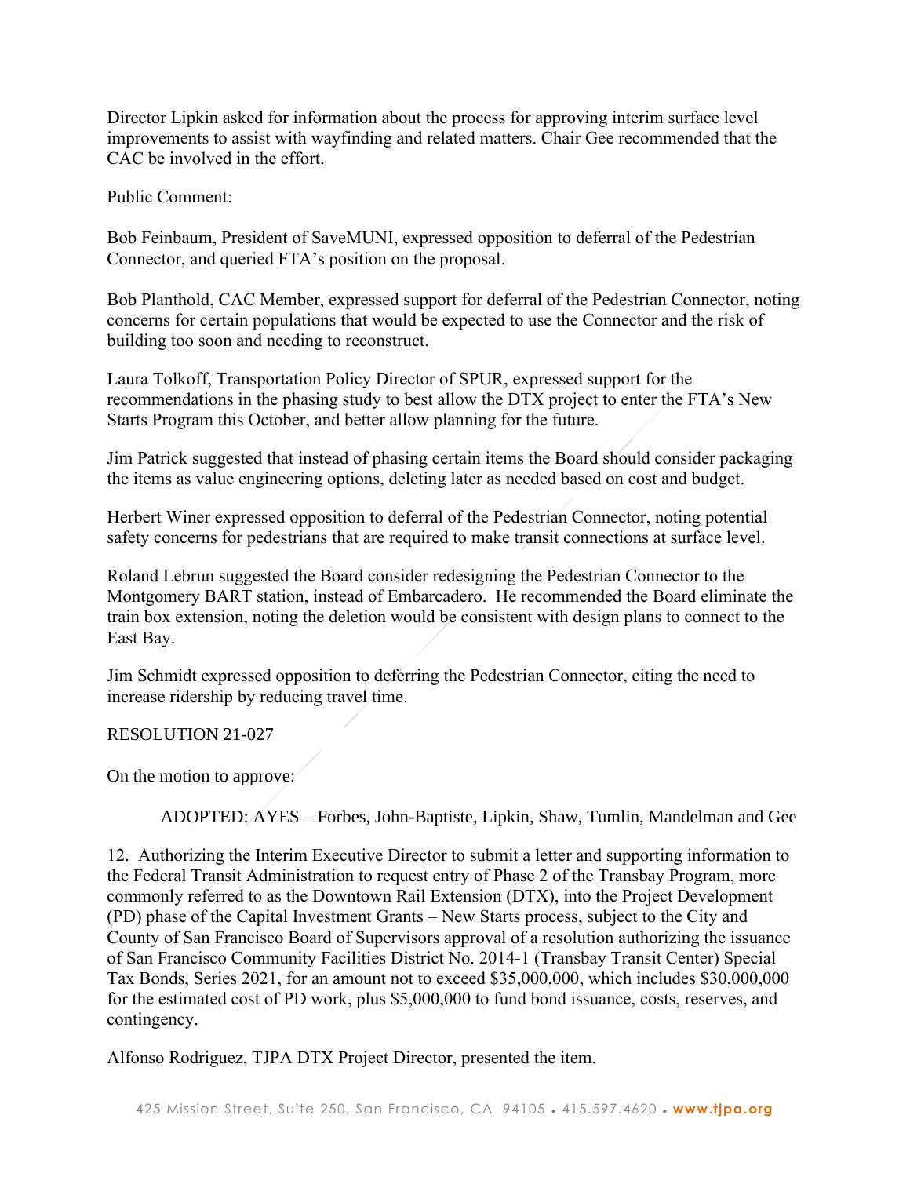Director Lipkin asked for information about the process for approving interim surface level improvements to assist with wayfinding and related matters. Chair Gee recommended that the CAC be involved in the effort.

Public Comment:

Bob Feinbaum, President of SaveMUNI, expressed opposition to deferral of the Pedestrian Connector, and queried FTA's position on the proposal.

Bob Planthold, CAC Member, expressed support for deferral of the Pedestrian Connector, noting concerns for certain populations that would be expected to use the Connector and the risk of building too soon and needing to reconstruct.

Laura Tolkoff, Transportation Policy Director of SPUR, expressed support for the recommendations in the phasing study to best allow the DTX project to enter the FTA's New Starts Program this October, and better allow planning for the future.

Jim Patrick suggested that instead of phasing certain items the Board should consider packaging the items as value engineering options, deleting later as needed based on cost and budget.

Herbert Winer expressed opposition to deferral of the Pedestrian Connector, noting potential safety concerns for pedestrians that are required to make transit connections at surface level.

Roland Lebrun suggested the Board consider redesigning the Pedestrian Connector to the Montgomery BART station, instead of Embarcadero. He recommended the Board eliminate the train box extension, noting the deletion would be consistent with design plans to connect to the East Bay.

Jim Schmidt expressed opposition to deferring the Pedestrian Connector, citing the need to increase ridership by reducing travel time.

RESOLUTION 21-027

On the motion to approve:

ADOPTED: AYES – Forbes, John-Baptiste, Lipkin, Shaw, Tumlin, Mandelman and Gee

12. Authorizing the Interim Executive Director to submit a letter and supporting information to the Federal Transit Administration to request entry of Phase 2 of the Transbay Program, more commonly referred to as the Downtown Rail Extension (DTX), into the Project Development (PD) phase of the Capital Investment Grants – New Starts process, subject to the City and County of San Francisco Board of Supervisors approval of a resolution authorizing the issuance of San Francisco Community Facilities District No. 2014-1 (Transbay Transit Center) Special Tax Bonds, Series 2021, for an amount not to exceed $35,000,000, which includes $30,000,000 for the estimated cost of PD work, plus $5,000,000 to fund bond issuance, costs, reserves, and contingency.

Alfonso Rodriguez, TJPA DTX Project Director, presented the item.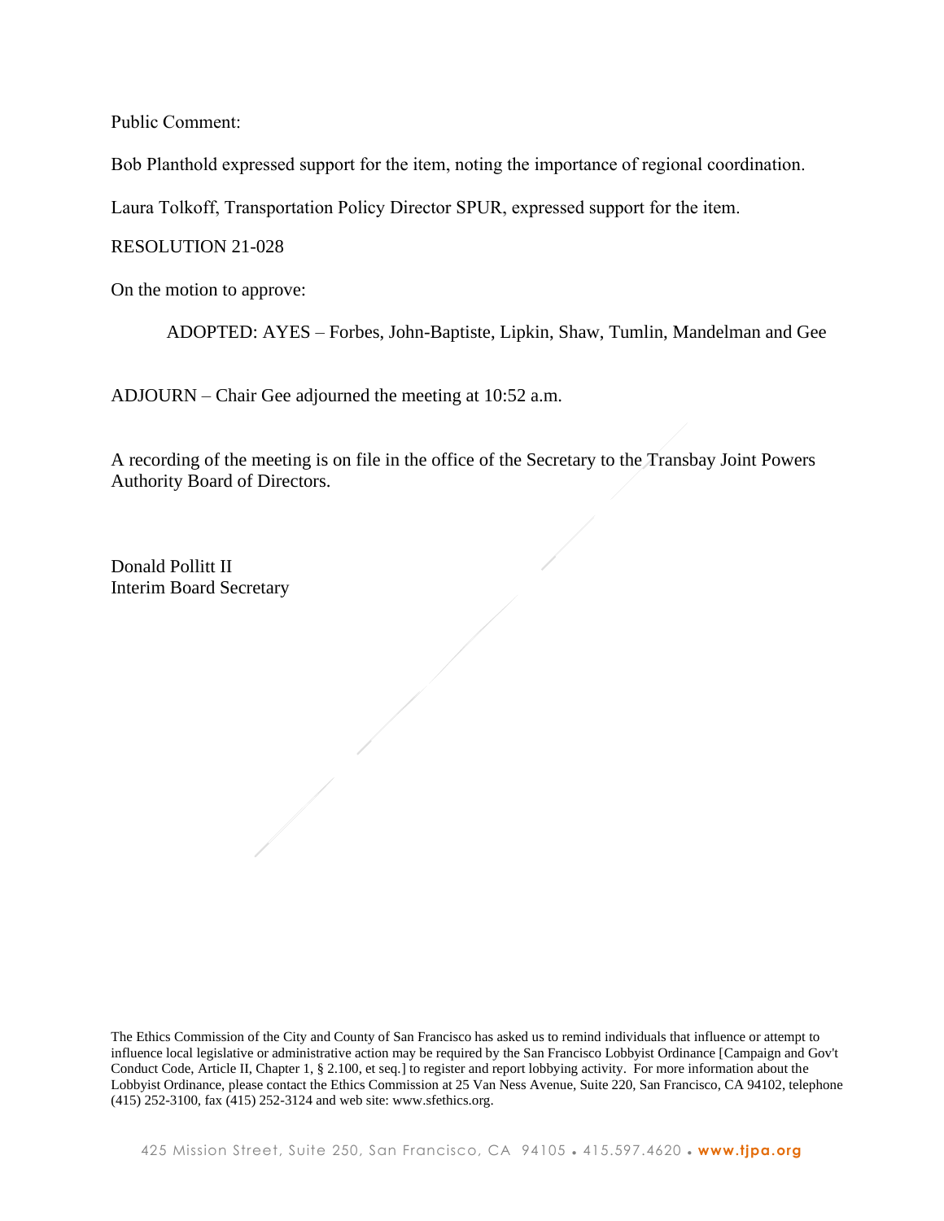Public Comment:

Bob Planthold expressed support for the item, noting the importance of regional coordination.

Laura Tolkoff, Transportation Policy Director SPUR, expressed support for the item.

RESOLUTION 21-028

On the motion to approve:

ADOPTED: AYES – Forbes, John-Baptiste, Lipkin, Shaw, Tumlin, Mandelman and Gee

ADJOURN – Chair Gee adjourned the meeting at 10:52 a.m.

A recording of the meeting is on file in the office of the Secretary to the Transbay Joint Powers Authority Board of Directors.

Donald Pollitt II
Interim Board Secretary

The Ethics Commission of the City and County of San Francisco has asked us to remind individuals that influence or attempt to influence local legislative or administrative action may be required by the San Francisco Lobbyist Ordinance [Campaign and Gov't Conduct Code, Article II, Chapter 1, § 2.100, et seq.] to register and report lobbying activity. For more information about the Lobbyist Ordinance, please contact the Ethics Commission at 25 Van Ness Avenue, Suite 220, San Francisco, CA 94102, telephone (415) 252-3100, fax (415) 252-3124 and web site: www.sfethics.org.